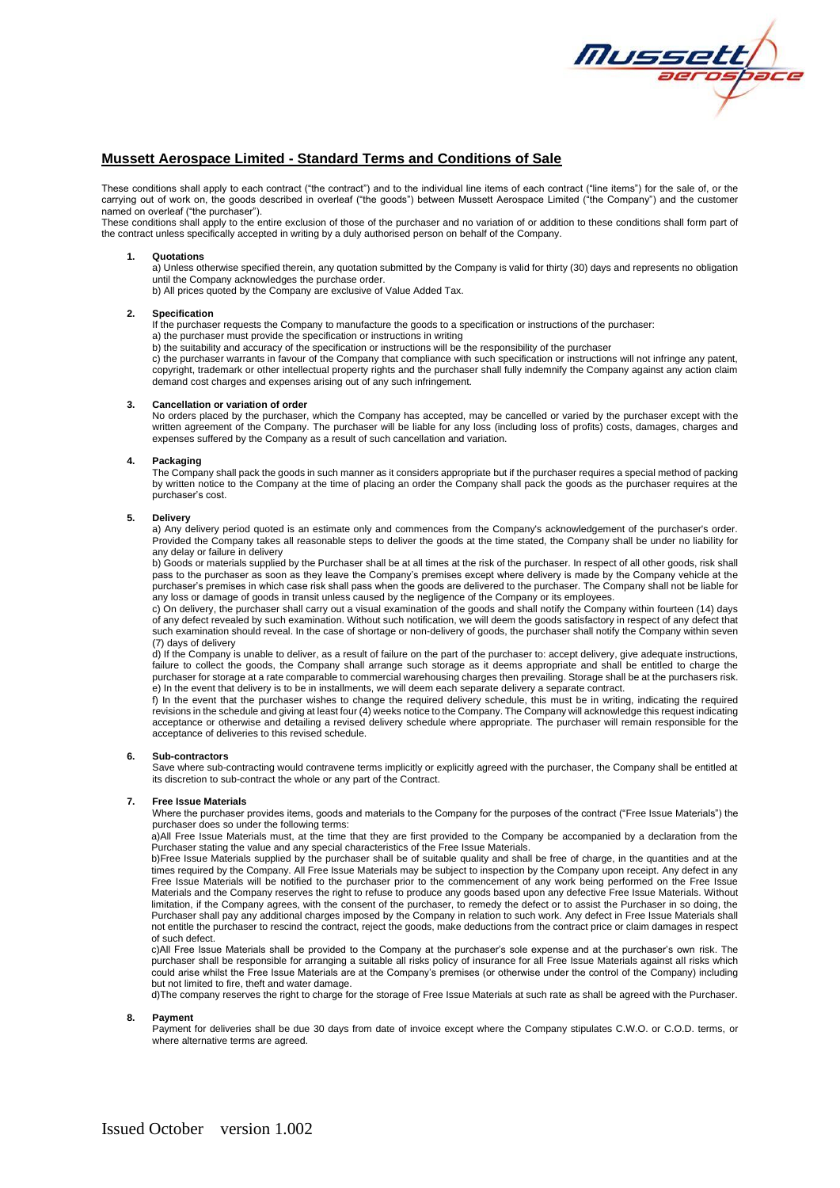## Mussett Aerospace Limited - Standard Terms and Conditions of Sale

These conditions shall apply to each contract ("the contract") and to the individual line items of each contract ("line items") for the sale of, or the carrying out of work on, the goods described in overleaf ("the goods") between Mussett Aerospace Limited ("the Company") and the customer named on overleaf ("the purchaser").

These conditions shall apply to the entire exclusion of those of the purchaser and no variation of or addition to these conditions shall form part of the contract unless specifically accepted in writing by a duly authorised person on behalf of the Company.

**1. Quotations**

a) Unless otherwise specified therein, any quotation submitted by the Company is valid for thirty (30) days and represents no obligation until the Company acknowledges the purchase order.

b) All prices quoted by the Company are exclusive of Value Added Tax.

**2. Specification**

If the purchaser requests the Company to manufacture the goods to a specification or instructions of the purchaser:

a) the purchaser must provide the specification or instructions in writing

b) the suitability and accuracy of the specification or instructions will be the responsibility of the purchaser

c) the purchaser warrants in favour of the Company that compliance with such specification or instructions will not infringe any patent, copyright, trademark or other intellectual property rights and the purchaser shall fully indemnify the Company against any action claim demand cost charges and expenses arising out of any such infringement.

**3. Cancellation or variation of order**

No orders placed by the purchaser, which the Company has accepted, may be cancelled or varied by the purchaser except with the written agreement of the Company. The purchaser will be liable for any loss (including loss of profits) costs, damages, charges and expenses suffered by the Company as a result of such cancellation and variation.

**4. Packaging**

The Company shall pack the goods in such manner as it considers appropriate but if the purchaser requires a special method of packing by written notice to the Company at the time of placing an order the Company shall pack the goods as the purchaser requires at the purchaser's cost.

**5. Delivery**

a) Any delivery period quoted is an estimate only and commences from the Company's acknowledgement of the purchaser's order. Provided the Company takes all reasonable steps to deliver the goods at the time stated, the Company shall be under no liability for any delay or failure in delivery

b) Goods or materials supplied by the Purchaser shall be at all times at the risk of the purchaser. In respect of all other goods, risk shall pass to the purchaser as soon as they leave the Company's premises except where delivery is made by the Company vehicle at the purchaser's premises in which case risk shall pass when the goods are delivered to the purchaser. The Company shall not be liable for any loss or damage of goods in transit unless caused by the negligence of the Company or its employees.

c) On delivery, the purchaser shall carry out a visual examination of the goods and shall notify the Company within fourteen (14) days of any defect revealed by such examination. Without such notification, we will deem the goods satisfactory in respect of any defect that such examination should reveal. In the case of shortage or non-delivery of goods, the purchaser shall notify the Company within seven (7) days of delivery

d) If the Company is unable to deliver, as a result of failure on the part of the purchaser to: accept delivery, give adequate instructions, failure to collect the goods, the Company shall arrange such storage as it deems appropriate and shall be entitled to charge the purchaser for storage at a rate comparable to commercial warehousing charges then prevailing. Storage shall be at the purchasers risk.

e) In the event that delivery is to be in installments, we will deem each separate delivery a separate contract.

f) In the event that the purchaser wishes to change the required delivery schedule, this must be in writing, indicating the required revisions in the schedule and giving at least four (4) weeks notice to the Company. The Company will acknowledge this request indicating acceptance or otherwise and detailing a revised delivery schedule where appropriate. The purchaser will remain responsible for the acceptance of deliveries to this revised schedule.

**6. Sub-contractors**

Save where sub-contracting would contravene terms implicitly or explicitly agreed with the purchaser, the Company shall be entitled at its discretion to sub-contract the whole or any part of the Contract.

**7. Free Issue Materials**

Where the purchaser provides items, goods and materials to the Company for the purposes of the contract ("Free Issue Materials") the purchaser does so under the following terms:

a)All Free Issue Materials must, at the time that they are first provided to the Company be accompanied by a declaration from the Purchaser stating the value and any special characteristics of the Free Issue Materials.

b)Free Issue Materials supplied by the purchaser shall be of suitable quality and shall be free of charge, in the quantities and at the times required by the Company. All Free Issue Materials may be subject to inspection by the Company upon receipt. Any defect in any Free Issue Materials will be notified to the purchaser prior to the commencement of any work being performed on the Free Issue Materials and the Company reserves the right to refuse to produce any goods based upon any defective Free Issue Materials. Without limitation, if the Company agrees, with the consent of the purchaser, to remedy the defect or to assist the Purchaser in so doing, the Purchaser shall pay any additional charges imposed by the Company in relation to such work. Any defect in Free Issue Materials shall not entitle the purchaser to rescind the contract, reject the goods, make deductions from the contract price or claim damages in respect of such defect.

c)All Free Issue Materials shall be provided to the Company at the purchaser's sole expense and at the purchaser's own risk. The purchaser shall be responsible for arranging a suitable all risks policy of insurance for all Free Issue Materials against all risks which could arise whilst the Free Issue Materials are at the Company's premises (or otherwise under the control of the Company) including but not limited to fire, theft and water damage.

d)The company reserves the right to charge for the storage of Free Issue Materials at such rate as shall be agreed with the Purchaser.

**8. Payment**

Payment for deliveries shall be due 30 days from date of invoice except where the Company stipulates C.W.O. or C.O.D. terms, or where alternative terms are agreed.

Issued October version 1.002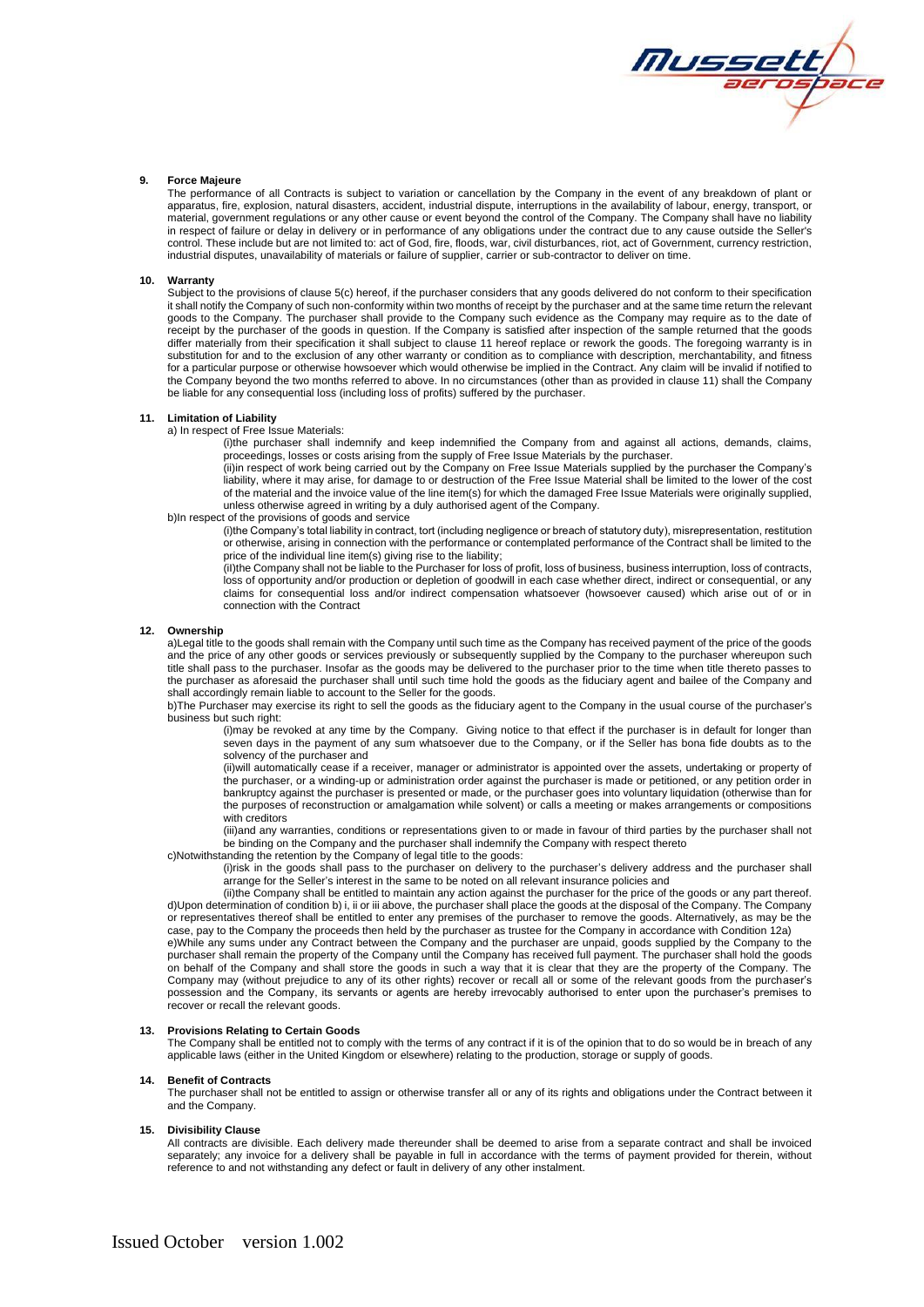**9. Force Majeure**

The performance of all Contracts is subject to variation or cancellation by the Company in the event of any breakdown of plant or apparatus, fire, explosion, natural disasters, accident, industrial dispute, interruptions in the availability of labour, energy, transport, or material, government regulations or any other cause or event beyond the control of the Company. The Company shall have no liability in respect of failure or delay in delivery or in performance of any obligations under the contract due to any cause outside the Seller's control. These include but are not limited to: act of God, fire, floods, war, civil disturbances, riot, act of Government, currency restriction, industrial disputes, unavailability of materials or failure of supplier, carrier or sub-contractor to deliver on time.

**10. Warranty**

Subject to the provisions of clause 5(c) hereof, if the purchaser considers that any goods delivered do not conform to their specification it shall notify the Company of such non-conformity within two months of receipt by the purchaser and at the same time return the relevant goods to the Company. The purchaser shall provide to the Company such evidence as the Company may require as to the date of receipt by the purchaser of the goods in question. If the Company is satisfied after inspection of the sample returned that the goods differ materially from their specification it shall subject to clause 11 hereof replace or rework the goods. The foregoing warranty is in substitution for and to the exclusion of any other warranty or condition as to compliance with description, merchantability, and fitness for a particular purpose or otherwise howsoever which would otherwise be implied in the Contract. Any claim will be invalid if notified to the Company beyond the two months referred to above. In no circumstances (other than as provided in clause 11) shall the Company be liable for any consequential loss (including loss of profits) suffered by the purchaser.

**11. Limitation of Liability**

a) In respect of Free Issue Materials:

(i)the purchaser shall indemnify and keep indemnified the Company from and against all actions, demands, claims, proceedings, losses or costs arising from the supply of Free Issue Materials by the purchaser.

(ii)in respect of work being carried out by the Company on Free Issue Materials supplied by the purchaser the Company's liability, where it may arise, for damage to or destruction of the Free Issue Material shall be limited to the lower of the cost of the material and the invoice value of the line item(s) for which the damaged Free Issue Materials were originally supplied, unless otherwise agreed in writing by a duly authorised agent of the Company.

b)In respect of the provisions of goods and service

(i)the Company's total liability in contract, tort (including negligence or breach of statutory duty), misrepresentation, restitution or otherwise, arising in connection with the performance or contemplated performance of the Contract shall be limited to the price of the individual line item(s) giving rise to the liability;

(ii)the Company shall not be liable to the Purchaser for loss of profit, loss of business, business interruption, loss of contracts, loss of opportunity and/or production or depletion of goodwill in each case whether direct, indirect or consequential, or any claims for consequential loss and/or indirect compensation whatsoever (howsoever caused) which arise out of or in connection with the Contract

**12. Ownership**

a)Legal title to the goods shall remain with the Company until such time as the Company has received payment of the price of the goods and the price of any other goods or services previously or subsequently supplied by the Company to the purchaser whereupon such title shall pass to the purchaser. Insofar as the goods may be delivered to the purchaser prior to the time when title thereto passes to the purchaser as aforesaid the purchaser shall until such time hold the goods as the fiduciary agent and bailee of the Company and shall accordingly remain liable to account to the Seller for the goods.

b)The Purchaser may exercise its right to sell the goods as the fiduciary agent to the Company in the usual course of the purchaser's business but such right:

(i)may be revoked at any time by the Company. Giving notice to that effect if the purchaser is in default for longer than seven days in the payment of any sum whatsoever due to the Company, or if the Seller has bona fide doubts as to the solvency of the purchaser and

(ii)will automatically cease if a receiver, manager or administrator is appointed over the assets, undertaking or property of the purchaser, or a winding-up or administration order against the purchaser is made or petitioned, or any petition order in bankruptcy against the purchaser is presented or made, or the purchaser goes into voluntary liquidation (otherwise than for the purposes of reconstruction or amalgamation while solvent) or calls a meeting or makes arrangements or compositions with creditors

(iii)and any warranties, conditions or representations given to or made in favour of third parties by the purchaser shall not be binding on the Company and the purchaser shall indemnify the Company with respect thereto

c)Notwithstanding the retention by the Company of legal title to the goods:

(i)risk in the goods shall pass to the purchaser on delivery to the purchaser's delivery address and the purchaser shall arrange for the Seller's interest in the same to be noted on all relevant insurance policies and

(ii)the Company shall be entitled to maintain any action against the purchaser for the price of the goods or any part thereof.

d)Upon determination of condition b) i, ii or iii above, the purchaser shall place the goods at the disposal of the Company. The Company or representatives thereof shall be entitled to enter any premises of the purchaser to remove the goods. Alternatively, as may be the case, pay to the Company the proceeds then held by the purchaser as trustee for the Company in accordance with Condition 12a)

e)While any sums under any Contract between the Company and the purchaser are unpaid, goods supplied by the Company to the purchaser shall remain the property of the Company until the Company has received full payment. The purchaser shall hold the goods on behalf of the Company and shall store the goods in such a way that it is clear that they are the property of the Company. The Company may (without prejudice to any of its other rights) recover or recall all or some of the relevant goods from the purchaser's possession and the Company, its servants or agents are hereby irrevocably authorised to enter upon the purchaser's premises to recover or recall the relevant goods.

**13. Provisions Relating to Certain Goods**

The Company shall be entitled not to comply with the terms of any contract if it is of the opinion that to do so would be in breach of any applicable laws (either in the United Kingdom or elsewhere) relating to the production, storage or supply of goods.

**14. Benefit of Contracts**

The purchaser shall not be entitled to assign or otherwise transfer all or any of its rights and obligations under the Contract between it and the Company.

**15. Divisibility Clause**

All contracts are divisible. Each delivery made thereunder shall be deemed to arise from a separate contract and shall be invoiced separately; any invoice for a delivery shall be payable in full in accordance with the terms of payment provided for therein, without reference to and not withstanding any defect or fault in delivery of any other instalment.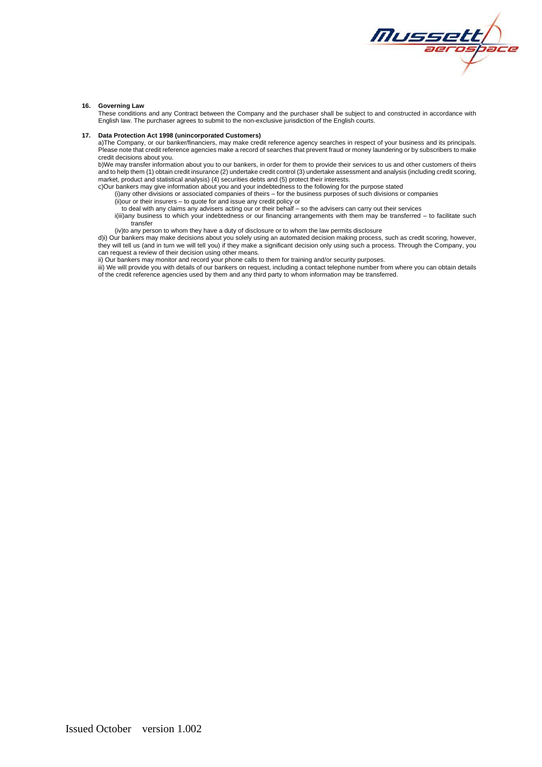**16. Governing Law**

These conditions and any Contract between the Company and the purchaser shall be subject to and constructed in accordance with English law. The purchaser agrees to submit to the non-exclusive jurisdiction of the English courts.

**17. Data Protection Act 1998 (unincorporated Customers)**

a)The Company, or our banker/financiers, may make credit reference agency searches in respect of your business and its principals. Please note that credit reference agencies make a record of searches that prevent fraud or money laundering or by subscribers to make credit decisions about you.

b)We may transfer information about you to our bankers, in order for them to provide their services to us and other customers of theirs and to help them (1) obtain credit insurance (2) undertake credit control (3) undertake assessment and analysis (including credit scoring, market, product and statistical analysis) (4) securities debts and (5) protect their interests.

c)Our bankers may give information about you and your indebtedness to the following for the purpose stated

(i)any other divisions or associated companies of theirs – for the business purposes of such divisions or companies

(ii)our or their insurers – to quote for and issue any credit policy or

to deal with any claims any advisers acting our or their behalf – so the advisers can carry out their services

i(iii)any business to which your indebtedness or our financing arrangements with them may be transferred – to facilitate such transfer

(iv)to any person to whom they have a duty of disclosure or to whom the law permits disclosure

d)i) Our bankers may make decisions about you solely using an automated decision making process, such as credit scoring, however, they will tell us (and in turn we will tell you) if they make a significant decision only using such a process. Through the Company, you can request a review of their decision using other means.

ii) Our bankers may monitor and record your phone calls to them for training and/or security purposes.

iii) We will provide you with details of our bankers on request, including a contact telephone number from where you can obtain details of the credit reference agencies used by them and any third party to whom information may be transferred.